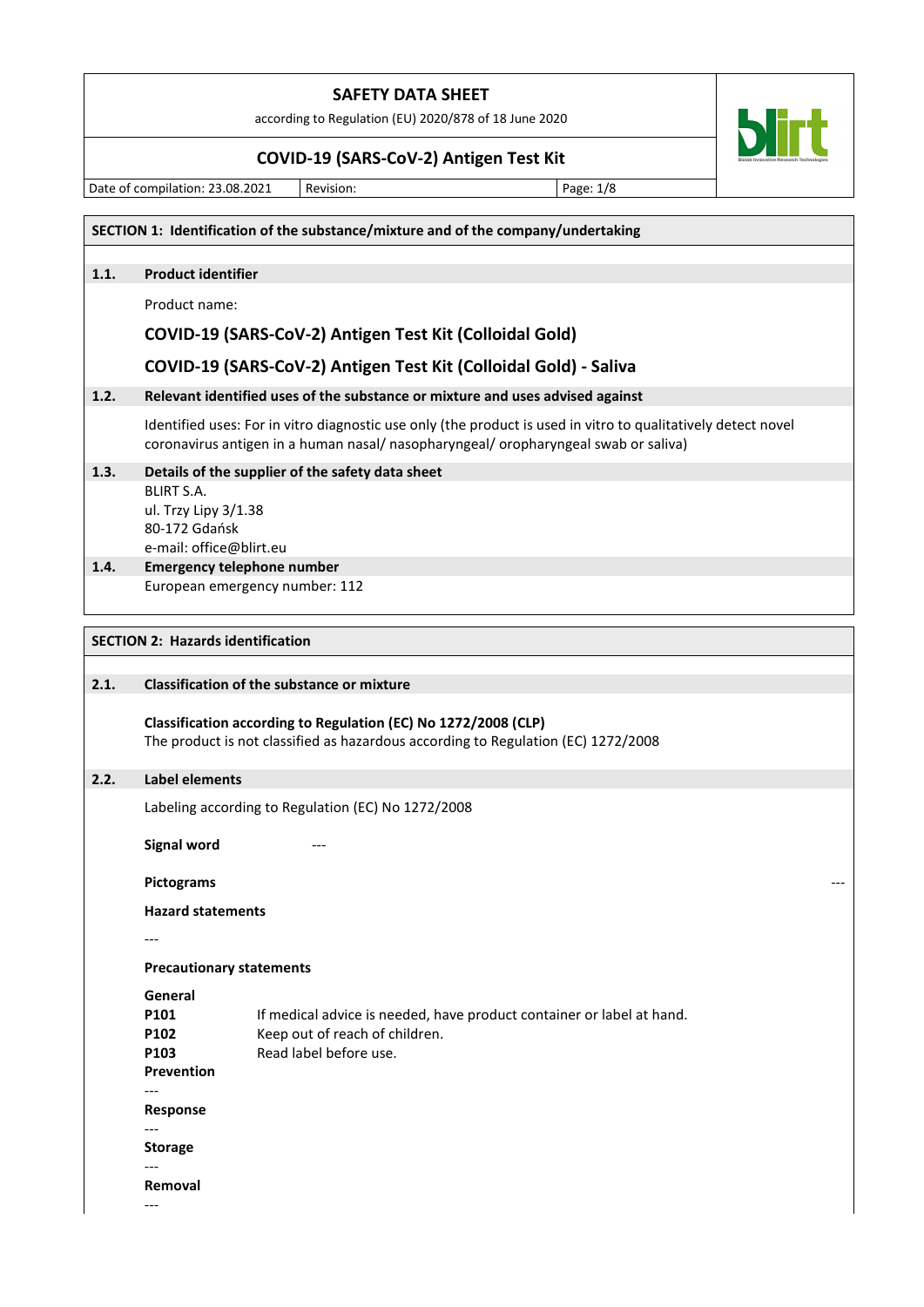# SAFETY DATA SHEET

according to Regulation (EU) 2020/878 of 18 June 2020

## COVID-19 (SARS-CoV-2) Antigen Test Kit

| Date of compilation: 23.08.2021 | Revision: | Page: 1/8 |
|---|---|---|

## SECTION 1: Identification of the substance/mixture and of the company/undertaking

### 1.1. Product identifier

Product name:

**COVID-19 (SARS-CoV-2) Antigen Test Kit (Colloidal Gold)**

**COVID-19 (SARS-CoV-2) Antigen Test Kit (Colloidal Gold) - Saliva**

### 1.2. Relevant identified uses of the substance or mixture and uses advised against

Identified uses: For in vitro diagnostic use only (the product is used in vitro to qualitatively detect novel coronavirus antigen in a human nasal/ nasopharyngeal/ oropharyngeal swab or saliva)

### 1.3. Details of the supplier of the safety data sheet

BLIRT S.A.
ul. Trzy Lipy 3/1.38
80-172 Gdańsk
e-mail: office@blirt.eu

### 1.4. Emergency telephone number

European emergency number: 112

## SECTION 2: Hazards identification

### 2.1. Classification of the substance or mixture

**Classification according to Regulation (EC) No 1272/2008 (CLP)**
The product is not classified as hazardous according to Regulation (EC) 1272/2008

### 2.2. Label elements

Labeling according to Regulation (EC) No 1272/2008

**Signal word** ---

**Pictograms** ---

**Hazard statements**

---

**Precautionary statements**

**General**

**P101** If medical advice is needed, have product container or label at hand.
**P102** Keep out of reach of children.
**P103** Read label before use.

**Prevention**

---

**Response**

---

**Storage**

---

**Removal**

---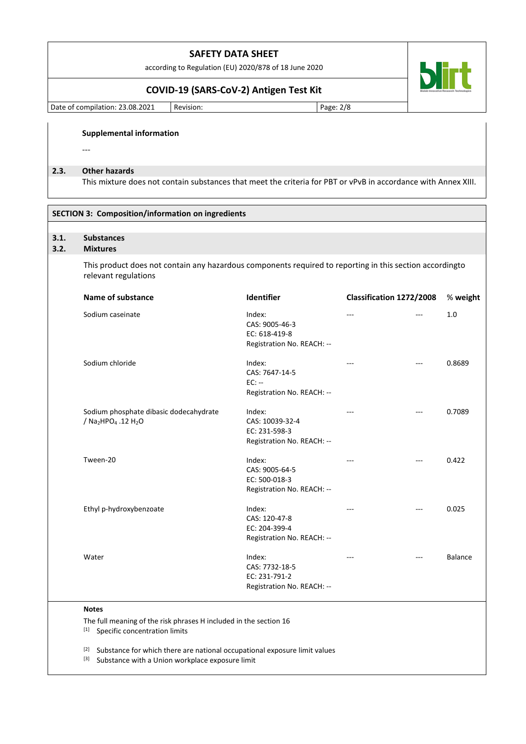**Supplemental information**

---

### 2.3. Other hazards

This mixture does not contain substances that meet the criteria for PBT or vPvB in accordance with Annex XIII.

## SECTION 3: Composition/information on ingredients

### 3.1. Substances
### 3.2. Mixtures

This product does not contain any hazardous components required to reporting in this section accordingto relevant regulations

| Name of substance | Identifier | Classification 1272/2008 | | % weight |
|---|---|---|---|---|
| Sodium caseinate | Index:<br>CAS: 9005-46-3<br>EC: 618-419-8<br>Registration No. REACH: -- | --- | --- | 1.0 |
| Sodium chloride | Index:<br>CAS: 7647-14-5<br>EC: --<br>Registration No. REACH: -- | --- | --- | 0.8689 |
| Sodium phosphate dibasic dodecahydrate / $Na_2HPO_4 .12 H_2O$ | Index:<br>CAS: 10039-32-4<br>EC: 231-598-3<br>Registration No. REACH: -- | --- | --- | 0.7089 |
| Tween-20 | Index:<br>CAS: 9005-64-5<br>EC: 500-018-3<br>Registration No. REACH: -- | --- | --- | 0.422 |
| Ethyl p-hydroxybenzoate | Index:<br>CAS: 120-47-8<br>EC: 204-399-4<br>Registration No. REACH: -- | --- | --- | 0.025 |
| Water | Index:<br>CAS: 7732-18-5<br>EC: 231-791-2<br>Registration No. REACH: -- | --- | --- | Balance |

**Notes**

The full meaning of the risk phrases H included in the section 16

[1] Specific concentration limits

[2] Substance for which there are national occupational exposure limit values

[3] Substance with a Union workplace exposure limit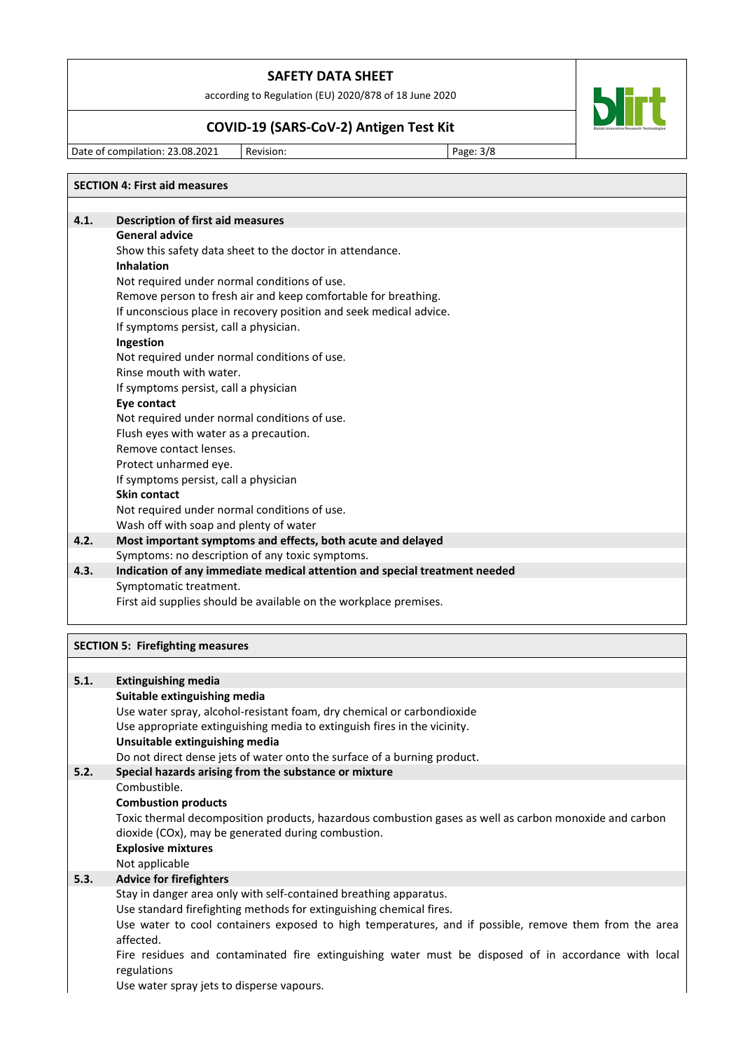## SECTION 4: First aid measures

### 4.1. Description of first aid measures

**General advice**

Show this safety data sheet to the doctor in attendance.

**Inhalation**

Not required under normal conditions of use.
Remove person to fresh air and keep comfortable for breathing.
If unconscious place in recovery position and seek medical advice.
If symptoms persist, call a physician.

**Ingestion**

Not required under normal conditions of use.
Rinse mouth with water.
If symptoms persist, call a physician

**Eye contact**

Not required under normal conditions of use.
Flush eyes with water as a precaution.
Remove contact lenses.
Protect unharmed eye.
If symptoms persist, call a physician

**Skin contact**

Not required under normal conditions of use.
Wash off with soap and plenty of water

### 4.2. Most important symptoms and effects, both acute and delayed

Symptoms: no description of any toxic symptoms.

### 4.3. Indication of any immediate medical attention and special treatment needed

Symptomatic treatment.
First aid supplies should be available on the workplace premises.

## SECTION 5: Firefighting measures

### 5.1. Extinguishing media

**Suitable extinguishing media**

Use water spray, alcohol-resistant foam, dry chemical or carbondioxide
Use appropriate extinguishing media to extinguish fires in the vicinity.

**Unsuitable extinguishing media**

Do not direct dense jets of water onto the surface of a burning product.

### 5.2. Special hazards arising from the substance or mixture

Combustible.

**Combustion products**

Toxic thermal decomposition products, hazardous combustion gases as well as carbon monoxide and carbon dioxide (COx), may be generated during combustion.

**Explosive mixtures**

Not applicable

### 5.3. Advice for firefighters

Stay in danger area only with self-contained breathing apparatus.
Use standard firefighting methods for extinguishing chemical fires.
Use water to cool containers exposed to high temperatures, and if possible, remove them from the area affected.
Fire residues and contaminated fire extinguishing water must be disposed of in accordance with local regulations
Use water spray jets to disperse vapours.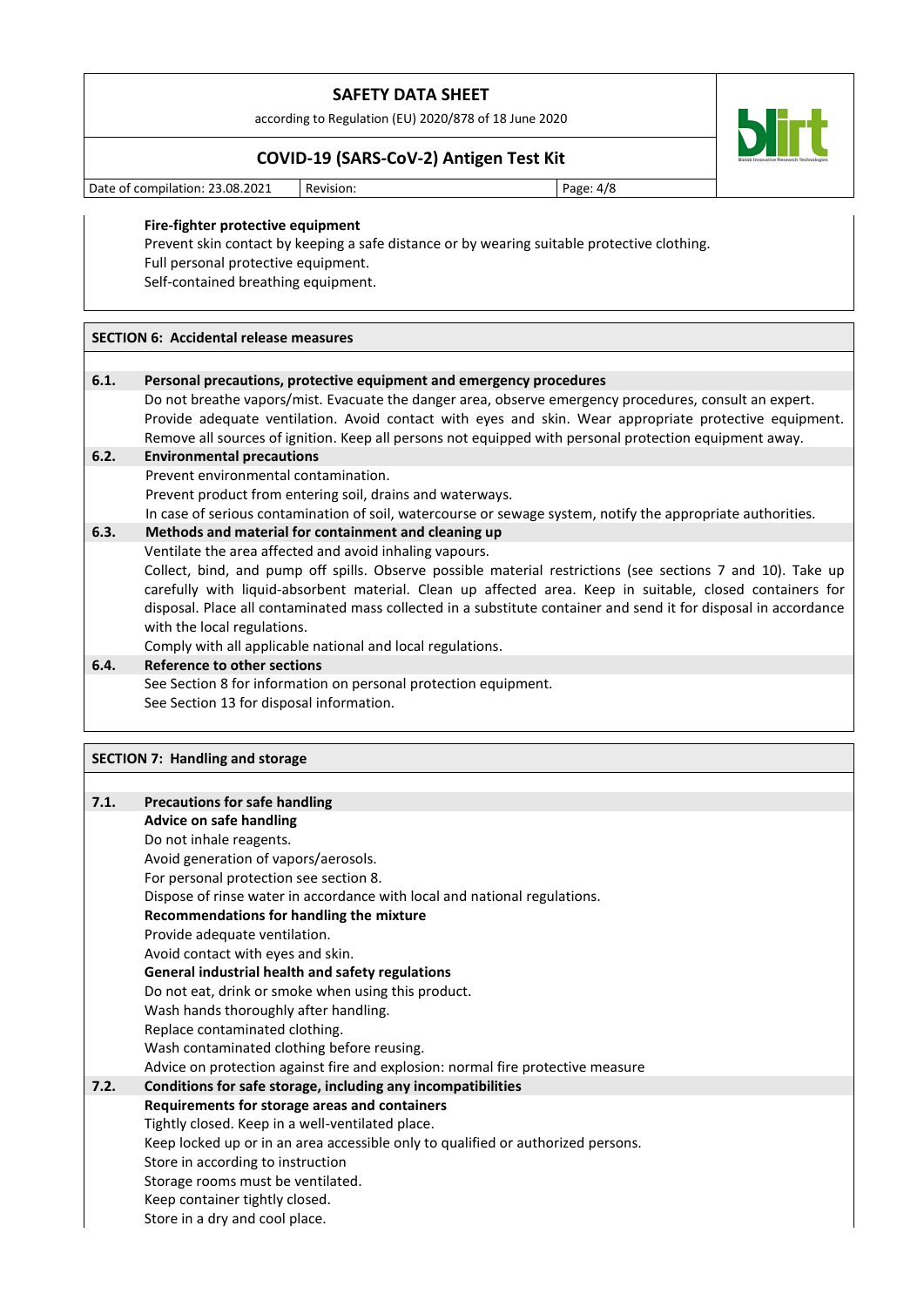**Fire-fighter protective equipment**

Prevent skin contact by keeping a safe distance or by wearing suitable protective clothing.
Full personal protective equipment.
Self-contained breathing equipment.

## SECTION 6: Accidental release measures

### 6.1. Personal precautions, protective equipment and emergency procedures

Do not breathe vapors/mist. Evacuate the danger area, observe emergency procedures, consult an expert. Provide adequate ventilation. Avoid contact with eyes and skin. Wear appropriate protective equipment. Remove all sources of ignition. Keep all persons not equipped with personal protection equipment away.

### 6.2. Environmental precautions

Prevent environmental contamination.
Prevent product from entering soil, drains and waterways.
In case of serious contamination of soil, watercourse or sewage system, notify the appropriate authorities.

### 6.3. Methods and material for containment and cleaning up

Ventilate the area affected and avoid inhaling vapours.
Collect, bind, and pump off spills. Observe possible material restrictions (see sections 7 and 10). Take up carefully with liquid-absorbent material. Clean up affected area. Keep in suitable, closed containers for disposal. Place all contaminated mass collected in a substitute container and send it for disposal in accordance with the local regulations.
Comply with all applicable national and local regulations.

### 6.4. Reference to other sections

See Section 8 for information on personal protection equipment.
See Section 13 for disposal information.

## SECTION 7: Handling and storage

### 7.1. Precautions for safe handling

**Advice on safe handling**

Do not inhale reagents.
Avoid generation of vapors/aerosols.
For personal protection see section 8.
Dispose of rinse water in accordance with local and national regulations.

**Recommendations for handling the mixture**

Provide adequate ventilation.
Avoid contact with eyes and skin.

**General industrial health and safety regulations**

Do not eat, drink or smoke when using this product.
Wash hands thoroughly after handling.
Replace contaminated clothing.
Wash contaminated clothing before reusing.
Advice on protection against fire and explosion: normal fire protective measure

### 7.2. Conditions for safe storage, including any incompatibilities

**Requirements for storage areas and containers**

Tightly closed. Keep in a well-ventilated place.
Keep locked up or in an area accessible only to qualified or authorized persons.
Store in according to instruction
Storage rooms must be ventilated.
Keep container tightly closed.
Store in a dry and cool place.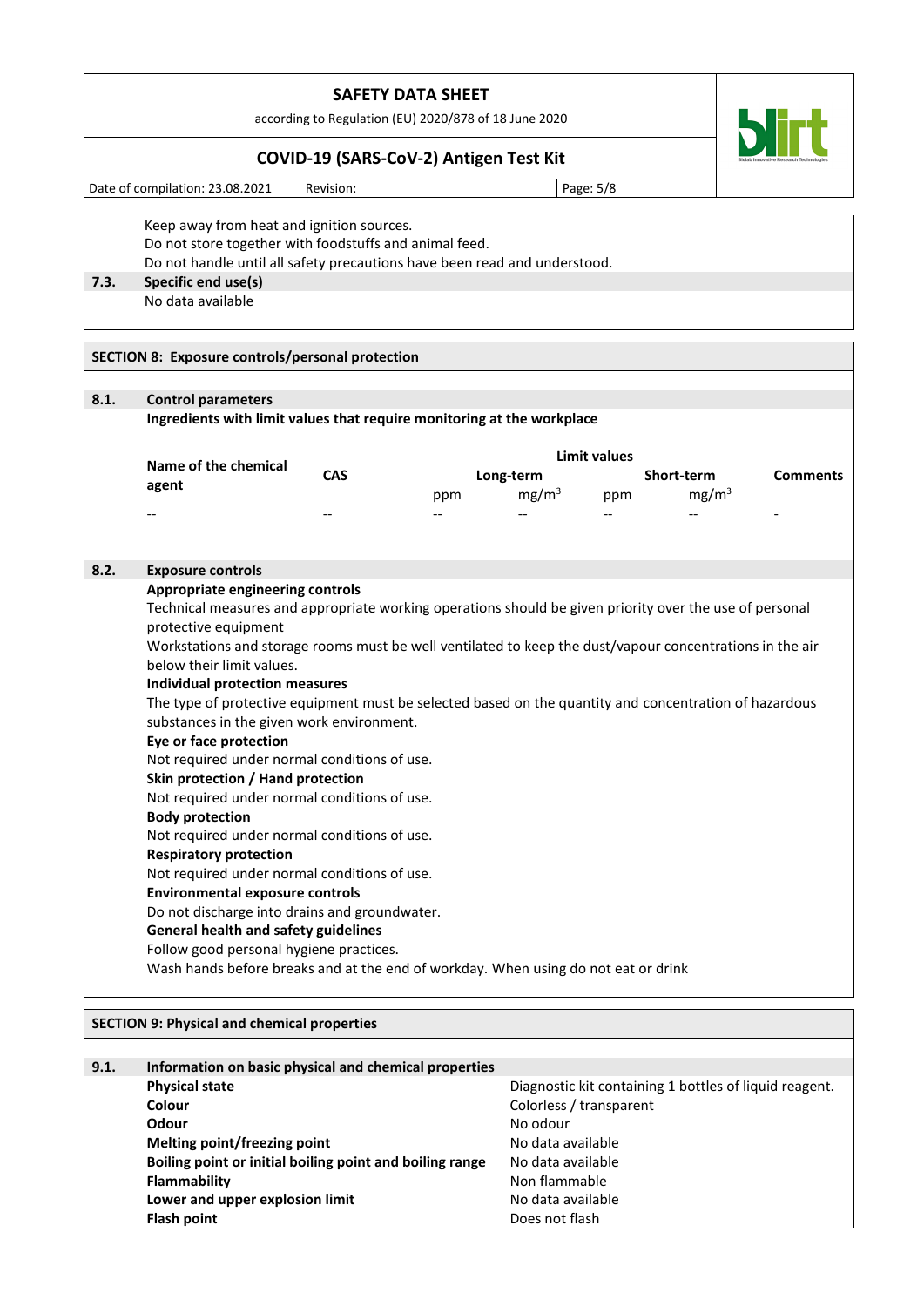Keep away from heat and ignition sources.
Do not store together with foodstuffs and animal feed.
Do not handle until all safety precautions have been read and understood.

**7.3. Specific end use(s)**

No data available

## SECTION 8: Exposure controls/personal protection

**8.1. Control parameters**

**Ingredients with limit values that require monitoring at the workplace**

| Name of the chemical agent | CAS | Limit values | | | | Comments |
|---|---|---|---|---|---|---|
| | | Long-term | | Short-term | | |
| | | ppm | $mg/m^3$ | ppm | $mg/m^3$ | |
| -- | -- | -- | -- | -- | -- | - |

**8.2. Exposure controls**

**Appropriate engineering controls**

Technical measures and appropriate working operations should be given priority over the use of personal protective equipment

Workstations and storage rooms must be well ventilated to keep the dust/vapour concentrations in the air below their limit values.

**Individual protection measures**

The type of protective equipment must be selected based on the quantity and concentration of hazardous substances in the given work environment.

**Eye or face protection**

Not required under normal conditions of use.

**Skin protection / Hand protection**

Not required under normal conditions of use.

**Body protection**

Not required under normal conditions of use.

**Respiratory protection**

Not required under normal conditions of use.

**Environmental exposure controls**

Do not discharge into drains and groundwater.

**General health and safety guidelines**

Follow good personal hygiene practices.

Wash hands before breaks and at the end of workday. When using do not eat or drink

## SECTION 9: Physical and chemical properties

**9.1. Information on basic physical and chemical properties**

| | |
|---|---|
| **Physical state** | Diagnostic kit containing 1 bottles of liquid reagent. |
| **Colour** | Colorless / transparent |
| **Odour** | No odour |
| **Melting point/freezing point** | No data available |
| **Boiling point or initial boiling point and boiling range** | No data available |
| **Flammability** | Non flammable |
| **Lower and upper explosion limit** | No data available |
| **Flash point** | Does not flash |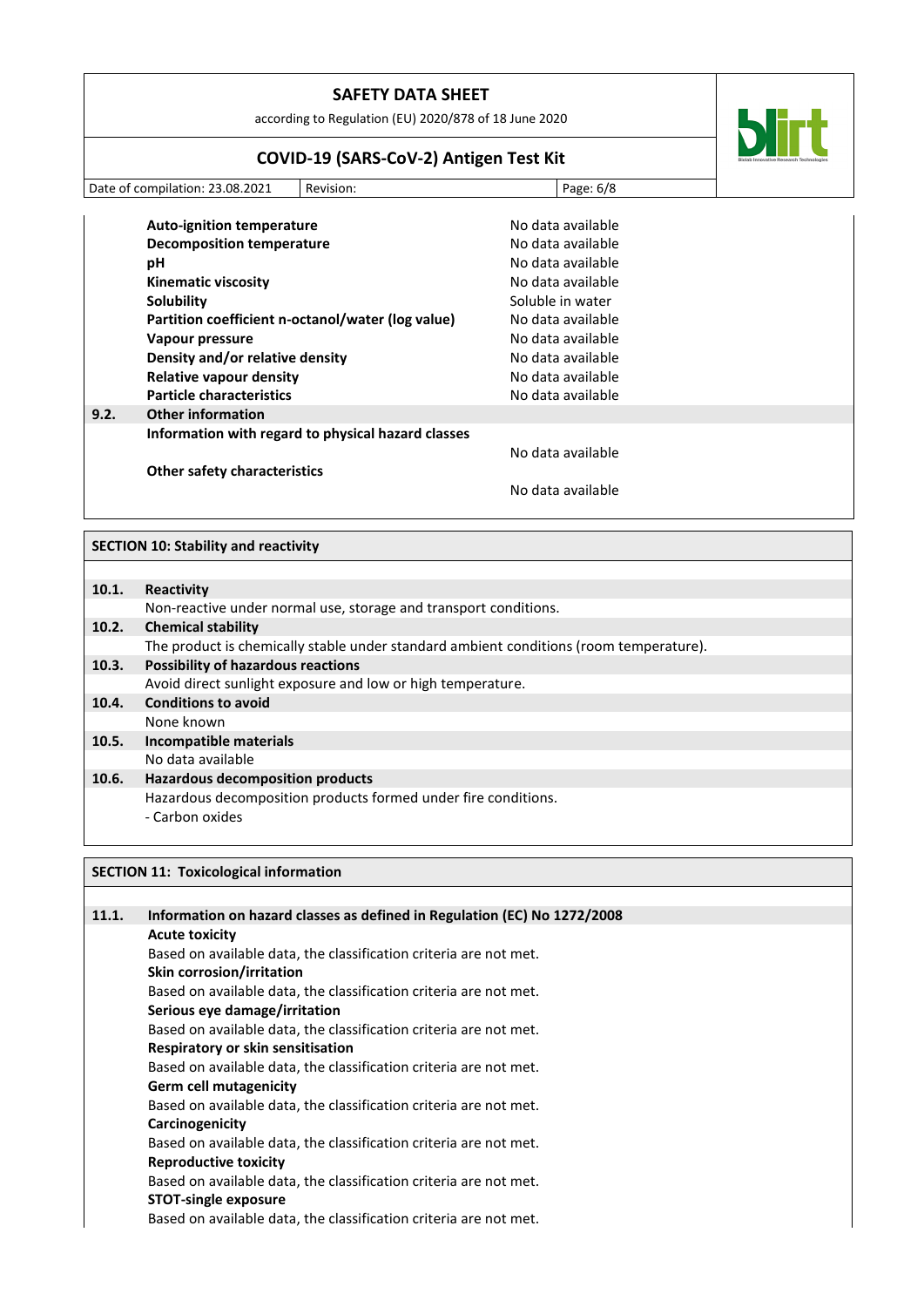| Property | Value |
|---|---|
| **Auto-ignition temperature** | No data available |
| **Decomposition temperature** | No data available |
| **pH** | No data available |
| **Kinematic viscosity** | No data available |
| **Solubility** | Soluble in water |
| **Partition coefficient n-octanol/water (log value)** | No data available |
| **Vapour pressure** | No data available |
| **Density and/or relative density** | No data available |
| **Relative vapour density** | No data available |
| **Particle characteristics** | No data available |

**9.2. Other information**

**Information with regard to physical hazard classes**

No data available

**Other safety characteristics**

No data available

## SECTION 10: Stability and reactivity

**10.1. Reactivity**

Non-reactive under normal use, storage and transport conditions.

**10.2. Chemical stability**

The product is chemically stable under standard ambient conditions (room temperature).

**10.3. Possibility of hazardous reactions**

Avoid direct sunlight exposure and low or high temperature.

**10.4. Conditions to avoid**

None known

**10.5. Incompatible materials**

No data available

**10.6. Hazardous decomposition products**

Hazardous decomposition products formed under fire conditions.
- Carbon oxides

## SECTION 11: Toxicological information

**11.1. Information on hazard classes as defined in Regulation (EC) No 1272/2008**

**Acute toxicity**
Based on available data, the classification criteria are not met.

**Skin corrosion/irritation**
Based on available data, the classification criteria are not met.

**Serious eye damage/irritation**
Based on available data, the classification criteria are not met.

**Respiratory or skin sensitisation**
Based on available data, the classification criteria are not met.

**Germ cell mutagenicity**
Based on available data, the classification criteria are not met.

**Carcinogenicity**
Based on available data, the classification criteria are not met.

**Reproductive toxicity**
Based on available data, the classification criteria are not met.

**STOT-single exposure**
Based on available data, the classification criteria are not met.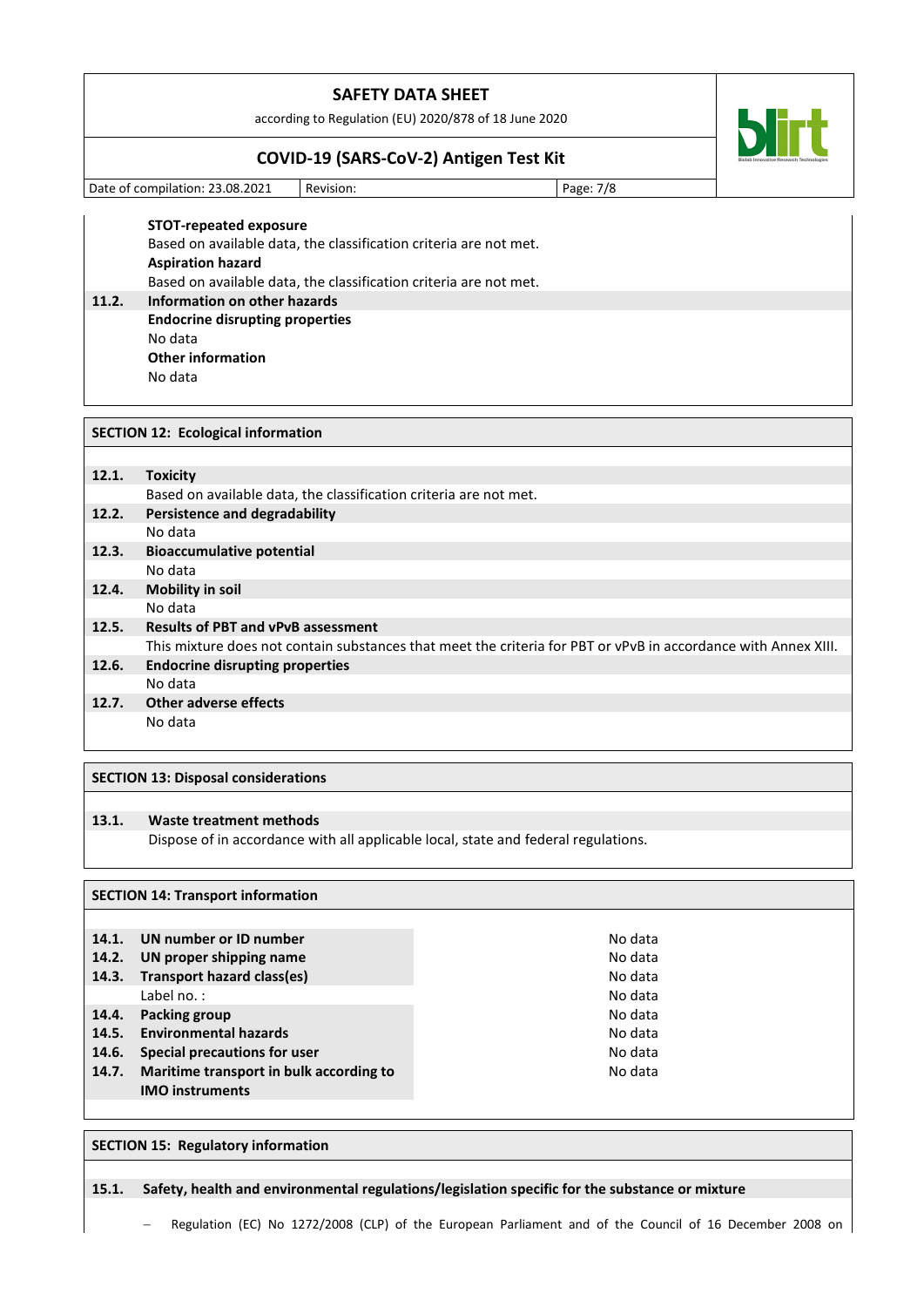**STOT-repeated exposure**

Based on available data, the classification criteria are not met.

**Aspiration hazard**

Based on available data, the classification criteria are not met.

**11.2. Information on other hazards**

**Endocrine disrupting properties**

No data

**Other information**

No data

## SECTION 12: Ecological information

**12.1. Toxicity**

Based on available data, the classification criteria are not met.

**12.2. Persistence and degradability**

No data

**12.3. Bioaccumulative potential**

No data

**12.4. Mobility in soil**

No data

**12.5. Results of PBT and vPvB assessment**

This mixture does not contain substances that meet the criteria for PBT or vPvB in accordance with Annex XIII.

**12.6. Endocrine disrupting properties**

No data

**12.7. Other adverse effects**

No data

## SECTION 13: Disposal considerations

**13.1. Waste treatment methods**

Dispose of in accordance with all applicable local, state and federal regulations.

## SECTION 14: Transport information

| | | |
|---|---|---|
| **14.1.** | **UN number or ID number** | No data |
| **14.2.** | **UN proper shipping name** | No data |
| **14.3.** | **Transport hazard class(es)** | No data |
| | Label no. : | No data |
| **14.4.** | **Packing group** | No data |
| **14.5.** | **Environmental hazards** | No data |
| **14.6.** | **Special precautions for user** | No data |
| **14.7.** | **Maritime transport in bulk according to IMO instruments** | No data |

## SECTION 15: Regulatory information

**15.1. Safety, health and environmental regulations/legislation specific for the substance or mixture**

- Regulation (EC) No 1272/2008 (CLP) of the European Parliament and of the Council of 16 December 2008 on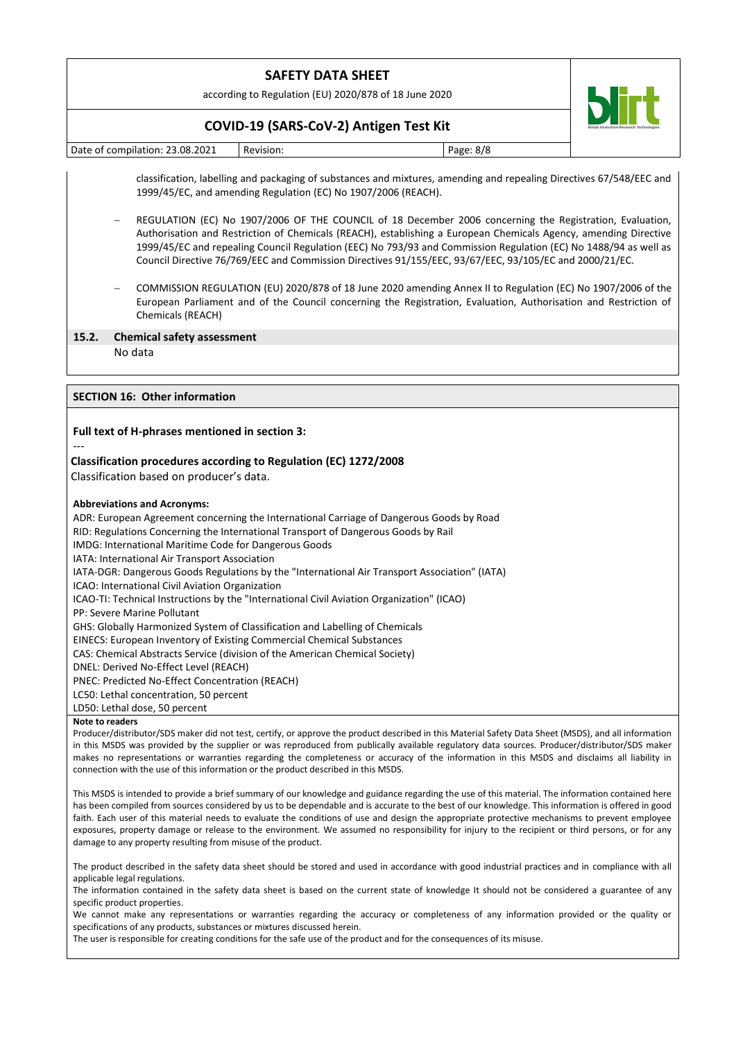classification, labelling and packaging of substances and mixtures, amending and repealing Directives 67/548/EEC and 1999/45/EC, and amending Regulation (EC) No 1907/2006 (REACH).

- REGULATION (EC) No 1907/2006 OF THE COUNCIL of 18 December 2006 concerning the Registration, Evaluation, Authorisation and Restriction of Chemicals (REACH), establishing a European Chemicals Agency, amending Directive 1999/45/EC and repealing Council Regulation (EEC) No 793/93 and Commission Regulation (EC) No 1488/94 as well as Council Directive 76/769/EEC and Commission Directives 91/155/EEC, 93/67/EEC, 93/105/EC and 2000/21/EC.

- COMMISSION REGULATION (EU) 2020/878 of 18 June 2020 amending Annex II to Regulation (EC) No 1907/2006 of the European Parliament and of the Council concerning the Registration, Evaluation, Authorisation and Restriction of Chemicals (REACH)

### 15.2. Chemical safety assessment

No data

## SECTION 16: Other information

**Full text of H-phrases mentioned in section 3:**

---

**Classification procedures according to Regulation (EC) 1272/2008**

Classification based on producer's data.

**Abbreviations and Acronyms:**

ADR: European Agreement concerning the International Carriage of Dangerous Goods by Road
RID: Regulations Concerning the International Transport of Dangerous Goods by Rail
IMDG: International Maritime Code for Dangerous Goods
IATA: International Air Transport Association
IATA-DGR: Dangerous Goods Regulations by the "International Air Transport Association" (IATA)
ICAO: International Civil Aviation Organization
ICAO-TI: Technical Instructions by the "International Civil Aviation Organization" (ICAO)
PP: Severe Marine Pollutant
GHS: Globally Harmonized System of Classification and Labelling of Chemicals
EINECS: European Inventory of Existing Commercial Chemical Substances
CAS: Chemical Abstracts Service (division of the American Chemical Society)
DNEL: Derived No-Effect Level (REACH)
PNEC: Predicted No-Effect Concentration (REACH)
LC50: Lethal concentration, 50 percent
LD50: Lethal dose, 50 percent

**Note to readers**

Producer/distributor/SDS maker did not test, certify, or approve the product described in this Material Safety Data Sheet (MSDS), and all information in this MSDS was provided by the supplier or was reproduced from publically available regulatory data sources. Producer/distributor/SDS maker makes no representations or warranties regarding the completeness or accuracy of the information in this MSDS and disclaims all liability in connection with the use of this information or the product described in this MSDS.

This MSDS is intended to provide a brief summary of our knowledge and guidance regarding the use of this material. The information contained here has been compiled from sources considered by us to be dependable and is accurate to the best of our knowledge. This information is offered in good faith. Each user of this material needs to evaluate the conditions of use and design the appropriate protective mechanisms to prevent employee exposures, property damage or release to the environment. We assumed no responsibility for injury to the recipient or third persons, or for any damage to any property resulting from misuse of the product.

The product described in the safety data sheet should be stored and used in accordance with good industrial practices and in compliance with all applicable legal regulations.
The information contained in the safety data sheet is based on the current state of knowledge It should not be considered a guarantee of any specific product properties.
We cannot make any representations or warranties regarding the accuracy or completeness of any information provided or the quality or specifications of any products, substances or mixtures discussed herein.
The user is responsible for creating conditions for the safe use of the product and for the consequences of its misuse.